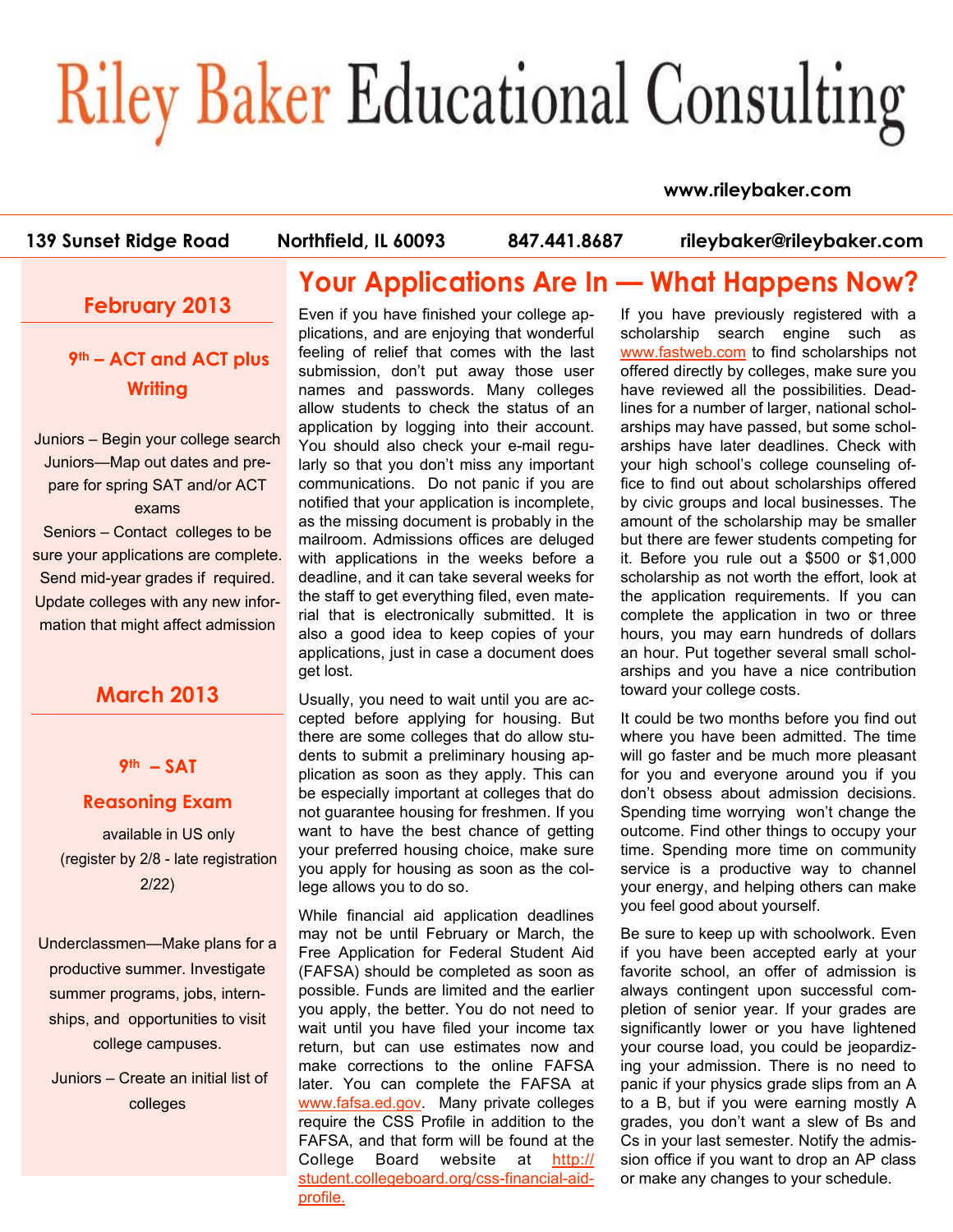# Riley Baker Educational Consulting

**www.rileybaker.com**

**139 Sunset Ridge Road** | **Northfield, IL 60093** | **847.441.8687** | **rileybaker@rileybaker.com**

## February 2013

### 9th – ACT and ACT plus Writing

Juniors – Begin your college search

Juniors—Map out dates and prepare for spring SAT and/or ACT exams

Seniors – Contact colleges to be sure your applications are complete. Send mid-year grades if required. Update colleges with any new information that might affect admission

## March 2013

### 9th – SAT Reasoning Exam

available in US only (register by 2/8 - late registration 2/22)

Underclassmen—Make plans for a productive summer. Investigate summer programs, jobs, internships, and opportunities to visit college campuses.

Juniors – Create an initial list of colleges

## Your Applications Are In — What Happens Now?

Even if you have finished your college applications, and are enjoying that wonderful feeling of relief that comes with the last submission, don't put away those user names and passwords. Many colleges allow students to check the status of an application by logging into their account. You should also check your e-mail regularly so that you don't miss any important communications. Do not panic if you are notified that your application is incomplete, as the missing document is probably in the mailroom. Admissions offices are deluged with applications in the weeks before a deadline, and it can take several weeks for the staff to get everything filed, even material that is electronically submitted. It is also a good idea to keep copies of your applications, just in case a document does get lost.

Usually, you need to wait until you are accepted before applying for housing. But there are some colleges that do allow students to submit a preliminary housing application as soon as they apply. This can be especially important at colleges that do not guarantee housing for freshmen. If you want to have the best chance of getting your preferred housing choice, make sure you apply for housing as soon as the college allows you to do so.

While financial aid application deadlines may not be until February or March, the Free Application for Federal Student Aid (FAFSA) should be completed as soon as possible. Funds are limited and the earlier you apply, the better. You do not need to wait until you have filed your income tax return, but can use estimates now and make corrections to the online FAFSA later. You can complete the FAFSA at www.fafsa.ed.gov. Many private colleges require the CSS Profile in addition to the FAFSA, and that form will be found at the College Board website at http://student.collegeboard.org/css-financial-aid-profile.

If you have previously registered with a scholarship search engine such as www.fastweb.com to find scholarships not offered directly by colleges, make sure you have reviewed all the possibilities. Deadlines for a number of larger, national scholarships may have passed, but some scholarships have later deadlines. Check with your high school's college counseling office to find out about scholarships offered by civic groups and local businesses. The amount of the scholarship may be smaller but there are fewer students competing for it. Before you rule out a $500 or $1,000 scholarship as not worth the effort, look at the application requirements. If you can complete the application in two or three hours, you may earn hundreds of dollars an hour. Put together several small scholarships and you have a nice contribution toward your college costs.

It could be two months before you find out where you have been admitted. The time will go faster and be much more pleasant for you and everyone around you if you don't obsess about admission decisions. Spending time worrying won't change the outcome. Find other things to occupy your time. Spending more time on community service is a productive way to channel your energy, and helping others can make you feel good about yourself.

Be sure to keep up with schoolwork. Even if you have been accepted early at your favorite school, an offer of admission is always contingent upon successful completion of senior year. If your grades are significantly lower or you have lightened your course load, you could be jeopardizing your admission. There is no need to panic if your physics grade slips from an A to a B, but if you were earning mostly A grades, you don't want a slew of Bs and Cs in your last semester. Notify the admission office if you want to drop an AP class or make any changes to your schedule.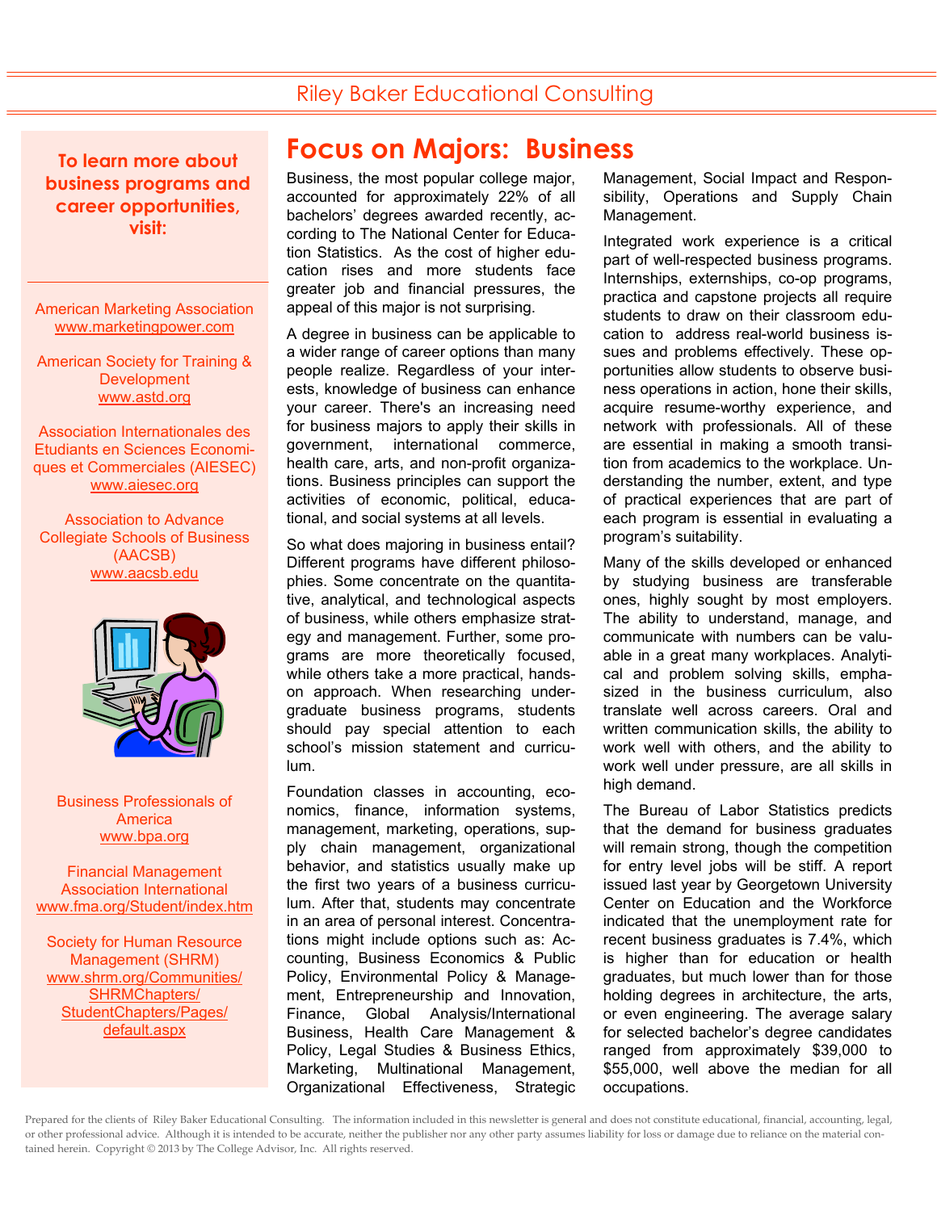# Focus on Majors: Business

Business, the most popular college major, accounted for approximately 22% of all bachelors' degrees awarded recently, according to The National Center for Education Statistics. As the cost of higher education rises and more students face greater job and financial pressures, the appeal of this major is not surprising.

A degree in business can be applicable to a wider range of career options than many people realize. Regardless of your interests, knowledge of business can enhance your career. There's an increasing need for business majors to apply their skills in government, international commerce, health care, arts, and non-profit organizations. Business principles can support the activities of economic, political, educational, and social systems at all levels.

So what does majoring in business entail? Different programs have different philosophies. Some concentrate on the quantitative, analytical, and technological aspects of business, while others emphasize strategy and management. Further, some programs are more theoretically focused, while others take a more practical, hands-on approach. When researching undergraduate business programs, students should pay special attention to each school's mission statement and curriculum.

Foundation classes in accounting, economics, finance, information systems, management, marketing, operations, supply chain management, organizational behavior, and statistics usually make up the first two years of a business curriculum. After that, students may concentrate in an area of personal interest. Concentrations might include options such as: Accounting, Business Economics & Public Policy, Environmental Policy & Management, Entrepreneurship and Innovation, Finance, Global Analysis/International Business, Health Care Management & Policy, Legal Studies & Business Ethics, Marketing, Multinational Management, Organizational Effectiveness, Strategic Management, Social Impact and Responsibility, Operations and Supply Chain Management.

Integrated work experience is a critical part of well-respected business programs. Internships, externships, co-op programs, practica and capstone projects all require students to draw on their classroom education to address real-world business issues and problems effectively. These opportunities allow students to observe business operations in action, hone their skills, acquire resume-worthy experience, and network with professionals. All of these are essential in making a smooth transition from academics to the workplace. Understanding the number, extent, and type of practical experiences that are part of each program is essential in evaluating a program's suitability.

Many of the skills developed or enhanced by studying business are transferable ones, highly sought by most employers. The ability to understand, manage, and communicate with numbers can be valuable in a great many workplaces. Analytical and problem solving skills, emphasized in the business curriculum, also translate well across careers. Oral and written communication skills, the ability to work well with others, and the ability to work well under pressure, are all skills in high demand.

The Bureau of Labor Statistics predicts that the demand for business graduates will remain strong, though the competition for entry level jobs will be stiff. A report issued last year by Georgetown University Center on Education and the Workforce indicated that the unemployment rate for recent business graduates is 7.4%, which is higher than for education or health graduates, but much lower than for those holding degrees in architecture, the arts, or even engineering. The average salary for selected bachelor's degree candidates ranged from approximately $39,000 to $55,000, well above the median for all occupations.

**To learn more about business programs and career opportunities, visit:**

American Marketing Association
www.marketingpower.com

American Society for Training & Development
www.astd.org

Association Internationales des Etudiants en Sciences Economiques et Commerciales (AIESEC)
www.aiesec.org

Association to Advance Collegiate Schools of Business (AACSB)
www.aacsb.edu

Business Professionals of America
www.bpa.org

Financial Management Association International
www.fma.org/Student/index.htm

Society for Human Resource Management (SHRM)
www.shrm.org/Communities/SHRMChapters/StudentChapters/Pages/default.aspx

Prepared for the clients of Riley Baker Educational Consulting. The information included in this newsletter is general and does not constitute educational, financial, accounting, legal, or other professional advice. Although it is intended to be accurate, neither the publisher nor any other party assumes liability for loss or damage due to reliance on the material contained herein. Copyright © 2013 by The College Advisor, Inc. All rights reserved.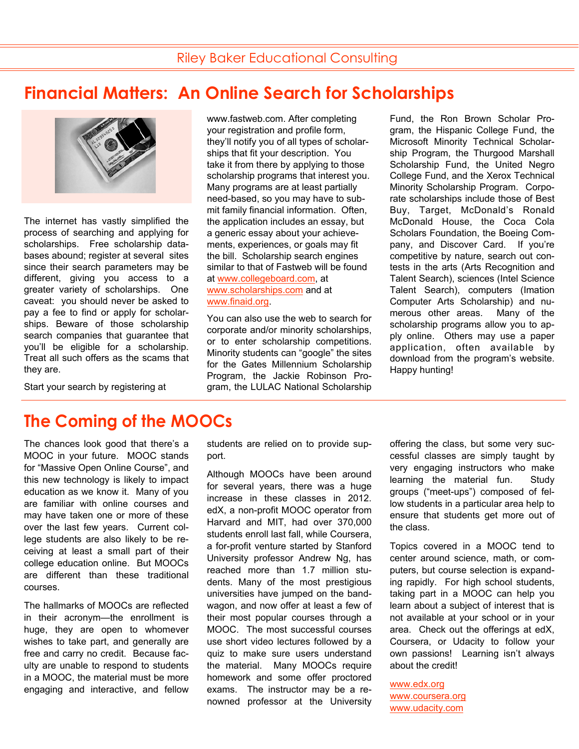# Financial Matters: An Online Search for Scholarships

The internet has vastly simplified the process of searching and applying for scholarships. Free scholarship databases abound; register at several sites since their search parameters may be different, giving you access to a greater variety of scholarships. One caveat: you should never be asked to pay a fee to find or apply for scholarships. Beware of those scholarship search companies that guarantee that you'll be eligible for a scholarship. Treat all such offers as the scams that they are.

Start your search by registering at www.fastweb.com. After completing your registration and profile form, they'll notify you of all types of scholarships that fit your description. You take it from there by applying to those scholarship programs that interest you. Many programs are at least partially need-based, so you may have to submit family financial information. Often, the application includes an essay, but a generic essay about your achievements, experiences, or goals may fit the bill. Scholarship search engines similar to that of Fastweb will be found at www.collegeboard.com, at www.scholarships.com and at www.finaid.org.

You can also use the web to search for corporate and/or minority scholarships, or to enter scholarship competitions. Minority students can "google" the sites for the Gates Millennium Scholarship Program, the Jackie Robinson Program, the LULAC National Scholarship Fund, the Ron Brown Scholar Program, the Hispanic College Fund, the Microsoft Minority Technical Scholarship Program, the Thurgood Marshall Scholarship Fund, the United Negro College Fund, and the Xerox Technical Minority Scholarship Program. Corporate scholarships include those of Best Buy, Target, McDonald's Ronald McDonald House, the Coca Cola Scholars Foundation, the Boeing Company, and Discover Card. If you're competitive by nature, search out contests in the arts (Arts Recognition and Talent Search), sciences (Intel Science Talent Search), computers (Imation Computer Arts Scholarship) and numerous other areas. Many of the scholarship programs allow you to apply online. Others may use a paper application, often available by download from the program's website. Happy hunting!

# The Coming of the MOOCs

The chances look good that there's a MOOC in your future. MOOC stands for "Massive Open Online Course", and this new technology is likely to impact education as we know it. Many of you are familiar with online courses and may have taken one or more of these over the last few years. Current college students are also likely to be receiving at least a small part of their college education online. But MOOCs are different than these traditional courses.

The hallmarks of MOOCs are reflected in their acronym—the enrollment is huge, they are open to whomever wishes to take part, and generally are free and carry no credit. Because faculty are unable to respond to students in a MOOC, the material must be more engaging and interactive, and fellow students are relied on to provide support.

Although MOOCs have been around for several years, there was a huge increase in these classes in 2012. edX, a non-profit MOOC operator from Harvard and MIT, had over 370,000 students enroll last fall, while Coursera, a for-profit venture started by Stanford University professor Andrew Ng, has reached more than 1.7 million students. Many of the most prestigious universities have jumped on the bandwagon, and now offer at least a few of their most popular courses through a MOOC. The most successful courses use short video lectures followed by a quiz to make sure users understand the material. Many MOOCs require homework and some offer proctored exams. The instructor may be a renowned professor at the University offering the class, but some very successful classes are simply taught by very engaging instructors who make learning the material fun. Study groups ("meet-ups") composed of fellow students in a particular area help to ensure that students get more out of the class.

Topics covered in a MOOC tend to center around science, math, or computers, but course selection is expanding rapidly. For high school students, taking part in a MOOC can help you learn about a subject of interest that is not available at your school or in your area. Check out the offerings at edX, Coursera, or Udacity to follow your own passions! Learning isn't always about the credit!

www.edx.org
www.coursera.org
www.udacity.com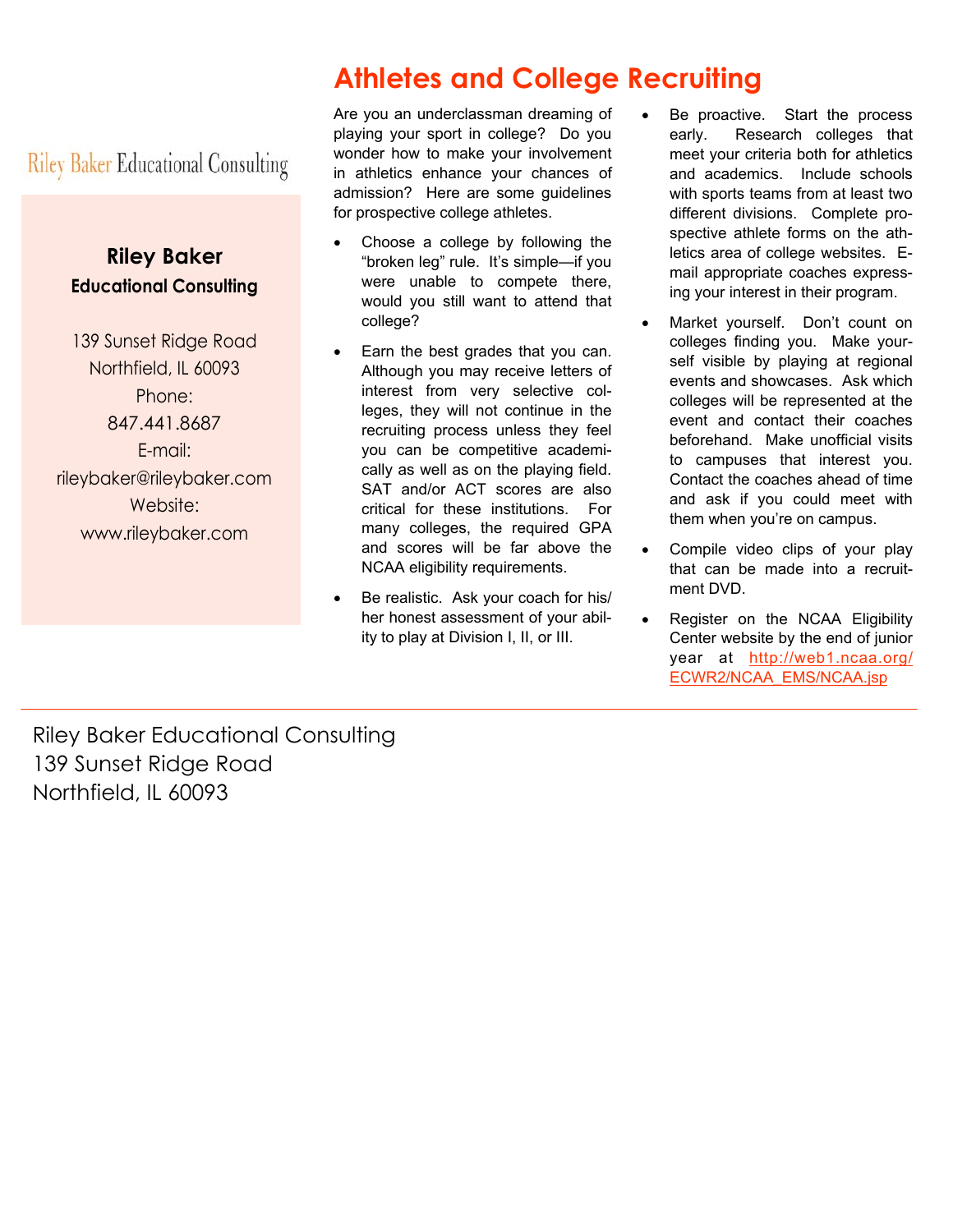Riley Baker Educational Consulting

**Riley Baker**
**Educational Consulting**

139 Sunset Ridge Road
Northfield, IL 60093
Phone:
847.441.8687
E-mail:
rileybaker@rileybaker.com
Website:
www.rileybaker.com

# Athletes and College Recruiting

Are you an underclassman dreaming of playing your sport in college? Do you wonder how to make your involvement in athletics enhance your chances of admission? Here are some guidelines for prospective college athletes.

- Choose a college by following the "broken leg" rule. It's simple—if you were unable to compete there, would you still want to attend that college?
- Earn the best grades that you can. Although you may receive letters of interest from very selective colleges, they will not continue in the recruiting process unless they feel you can be competitive academically as well as on the playing field. SAT and/or ACT scores are also critical for these institutions. For many colleges, the required GPA and scores will be far above the NCAA eligibility requirements.
- Be realistic. Ask your coach for his/her honest assessment of your ability to play at Division I, II, or III.
- Be proactive. Start the process early. Research colleges that meet your criteria both for athletics and academics. Include schools with sports teams from at least two different divisions. Complete prospective athlete forms on the athletics area of college websites. E-mail appropriate coaches expressing your interest in their program.
- Market yourself. Don't count on colleges finding you. Make yourself visible by playing at regional events and showcases. Ask which colleges will be represented at the event and contact their coaches beforehand. Make unofficial visits to campuses that interest you. Contact the coaches ahead of time and ask if you could meet with them when you're on campus.
- Compile video clips of your play that can be made into a recruitment DVD.
- Register on the NCAA Eligibility Center website by the end of junior year at http://web1.ncaa.org/ECWR2/NCAA_EMS/NCAA.jsp

---

Riley Baker Educational Consulting
139 Sunset Ridge Road
Northfield, IL 60093